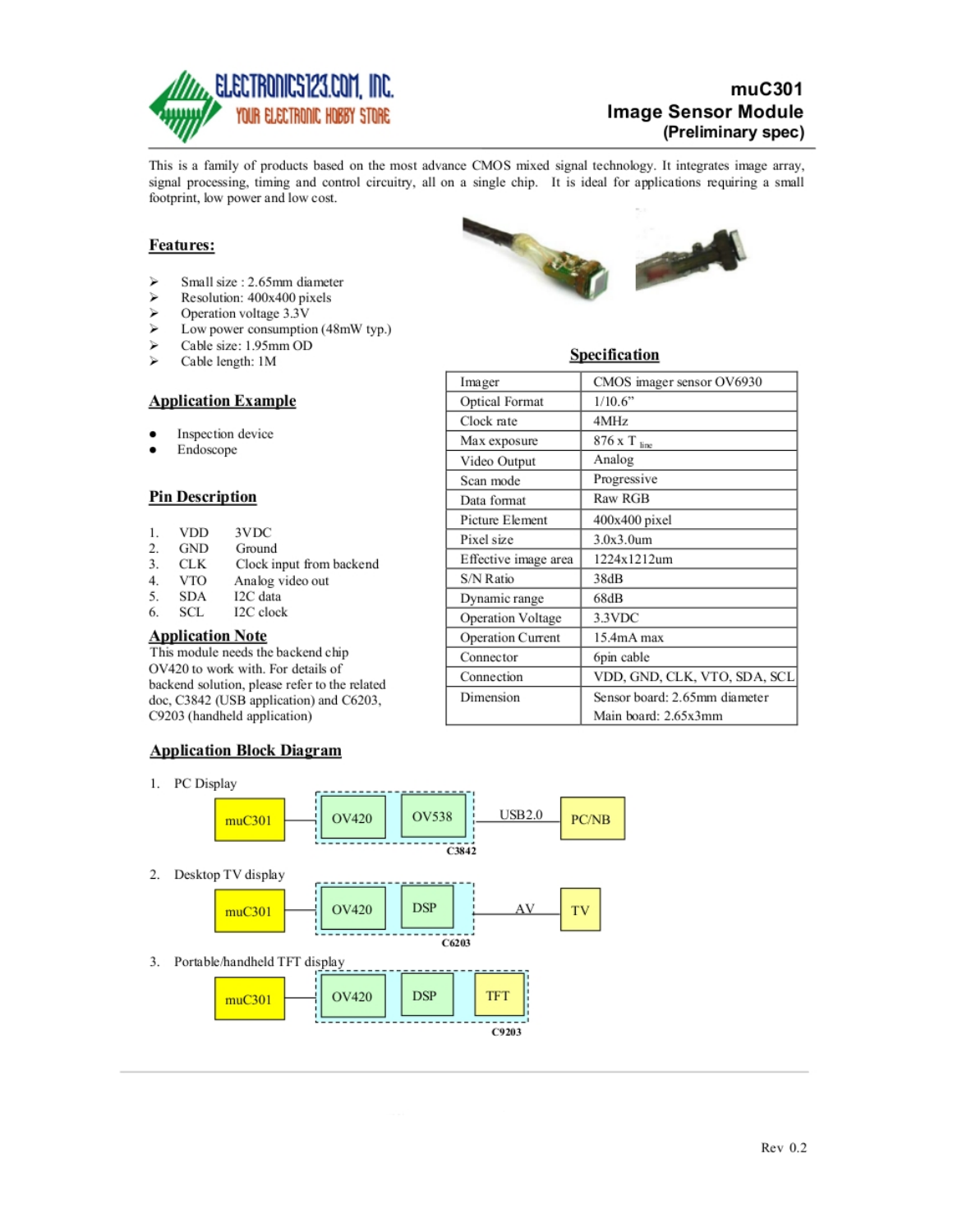# muC301 Image Sensor Module (Preliminary spec)

This is a family of products based on the most advance CMOS mixed signal technology. It integrates image array, signal processing, timing and control circuitry, all on a single chip. It is ideal for applications requiring a small footprint, low power and low cost.

## Features:

- Small size : 2.65mm diameter
- Resolution: 400x400 pixels
- Operation voltage 3.3V
- Low power consumption (48mW typ.)
- Cable size: 1.95mm OD
- Cable length: 1M

## Application Example

- Inspection device
- Endoscope

## Pin Description

1. VDD 3VDC
2. GND Ground
3. CLK Clock input from backend
4. VTO Analog video out
5. SDA I2C data
6. SCL I2C clock

## Application Note

This module needs the backend chip OV420 to work with. For details of backend solution, please refer to the related doc, C3842 (USB application) and C6203, C9203 (handheld application)

## Specification

| | |
|---|---|
| Imager | CMOS imager sensor OV6930 |
| Optical Format | 1/10.6" |
| Clock rate | 4MHz |
| Max exposure | 876 x $T_{line}$ |
| Video Output | Analog |
| Scan mode | Progressive |
| Data format | Raw RGB |
| Picture Element | 400x400 pixel |
| Pixel size | 3.0x3.0um |
| Effective image area | 1224x1212um |
| S/N Ratio | 38dB |
| Dynamic range | 68dB |
| Operation Voltage | 3.3VDC |
| Operation Current | 15.4mA max |
| Connector | 6pin cable |
| Connection | VDD, GND, CLK, VTO, SDA, SCL |
| Dimension | Sensor board: 2.65mm diameter<br>Main board: 2.65x3mm |

## Application Block Diagram

1. PC Display

muC301 → [OV420 → OV538] (C3842) → USB2.0 → PC/NB

2. Desktop TV display

muC301 → [OV420 → DSP] (C6203) → AV → TV

3. Portable/handheld TFT display

muC301 → [OV420 → DSP → TFT] (C9203)

Rev 0.2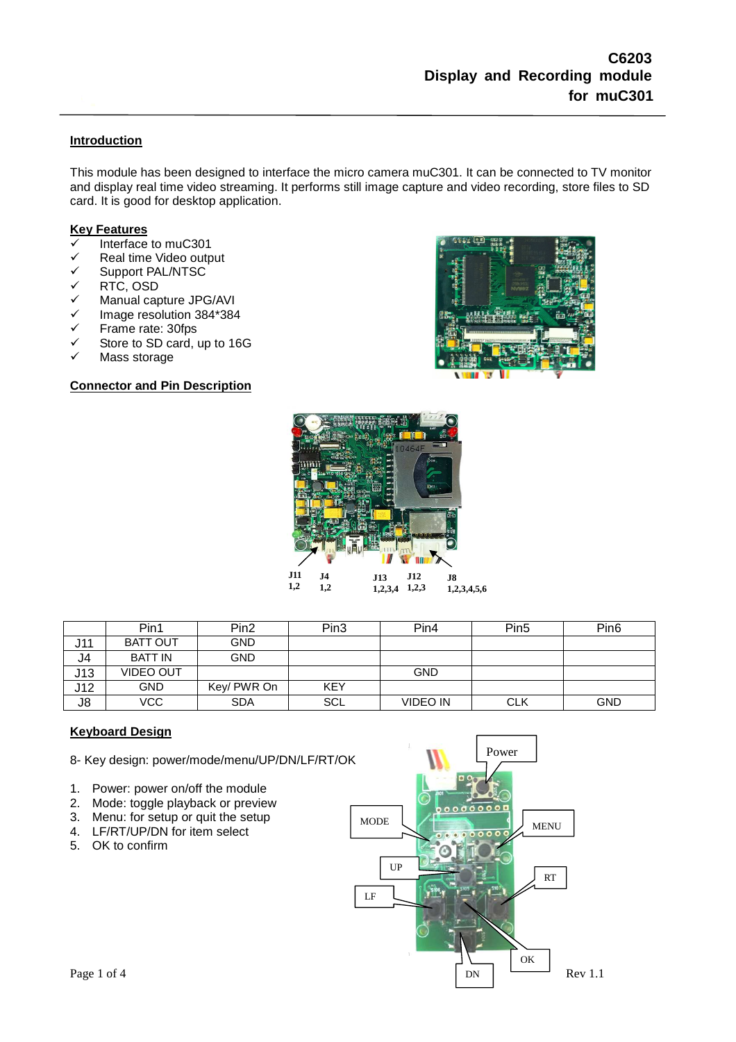# C6203
# Display and Recording module for muC301

## Introduction

This module has been designed to interface the micro camera muC301. It can be connected to TV monitor and display real time video streaming. It performs still image capture and video recording, store files to SD card. It is good for desktop application.

## Key Features

- ✓ Interface to muC301
- ✓ Real time Video output
- ✓ Support PAL/NTSC
- ✓ RTC, OSD
- ✓ Manual capture JPG/AVI
- ✓ Image resolution 384*384
- ✓ Frame rate: 30fps
- ✓ Store to SD card, up to 16G
- ✓ Mass storage

## Connector and Pin Description

J11 1,2 &nbsp;&nbsp; J4 1,2 &nbsp;&nbsp; J13 1,2,3,4 &nbsp;&nbsp; J12 1,2,3 &nbsp;&nbsp; J8 1,2,3,4,5,6

| | Pin1 | Pin2 | Pin3 | Pin4 | Pin5 | Pin6 |
|---|---|---|---|---|---|---|
| J11 | BATT OUT | GND | | | | |
| J4 | BATT IN | GND | | | | |
| J13 | VIDEO OUT | | | GND | | |
| J12 | GND | Key/ PWR On | KEY | | | |
| J8 | VCC | SDA | SCL | VIDEO IN | CLK | GND |

## Keyboard Design

8- Key design: power/mode/menu/UP/DN/LF/RT/OK

1. Power: power on/off the module
2. Mode: toggle playback or preview
3. Menu: for setup or quit the setup
4. LF/RT/UP/DN for item select
5. OK to confirm

Power, MODE, MENU, UP, RT, LF, OK, DN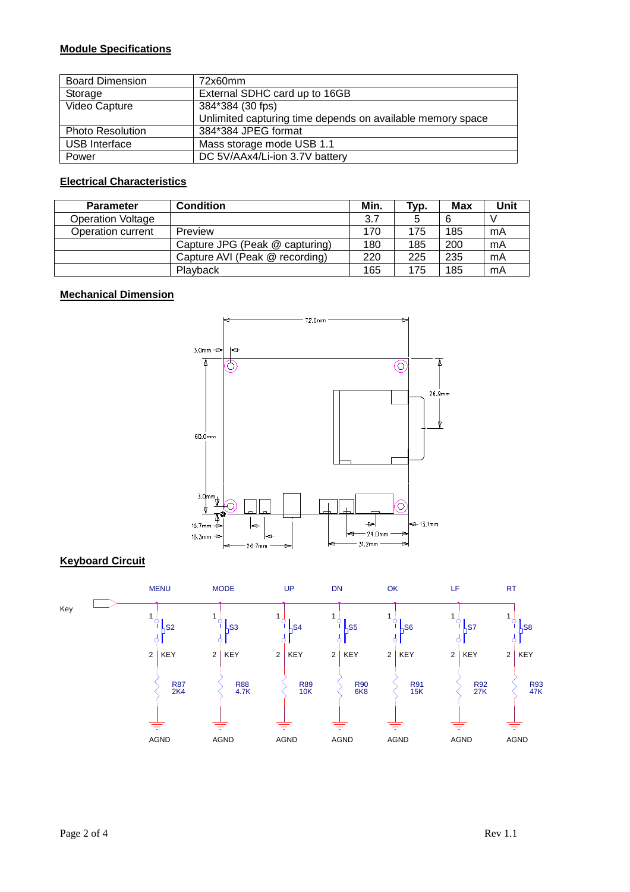## Module Specifications

| Board Dimension | 72x60mm |
|---|---|
| Storage | External SDHC card up to 16GB |
| Video Capture | 384*384 (30 fps)<br>Unlimited capturing time depends on available memory space |
| Photo Resolution | 384*384 JPEG format |
| USB Interface | Mass storage mode USB 1.1 |
| Power | DC 5V/AAx4/Li-ion 3.7V battery |

## Electrical Characteristics

| Parameter | Condition | Min. | Typ. | Max | Unit |
|---|---|---|---|---|---|
| Operation Voltage | | 3.7 | 5 | 6 | V |
| Operation current | Preview | 170 | 175 | 185 | mA |
| | Capture JPG (Peak @ capturing) | 180 | 185 | 200 | mA |
| | Capture AVI (Peak @ recording) | 220 | 225 | 235 | mA |
| | Playback | 165 | 175 | 185 | mA |

## Mechanical Dimension

## Keyboard Circuit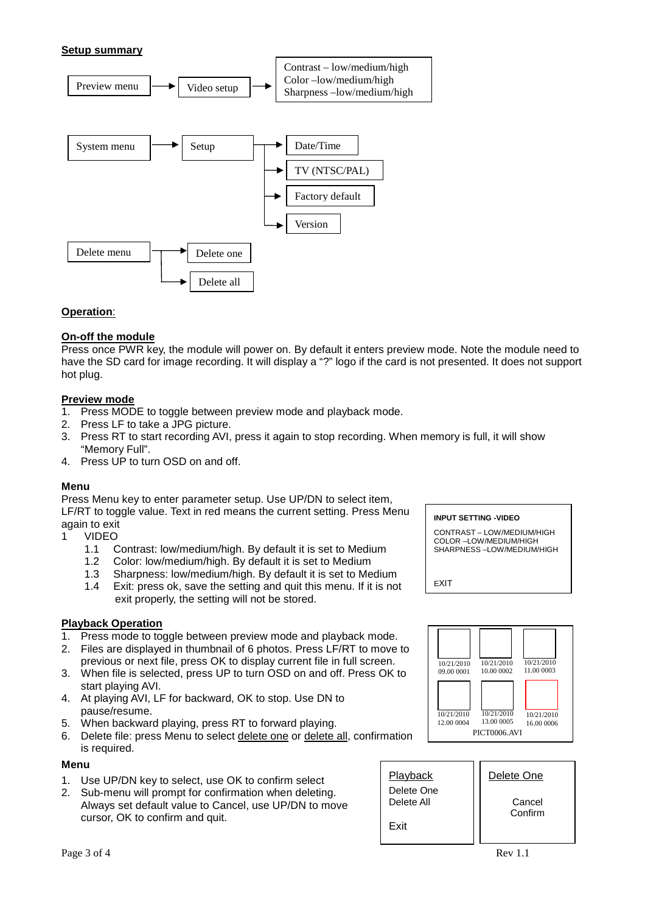## Setup summary

Preview menu → Video setup → Contrast – low/medium/high; Color –low/medium/high; Sharpness –low/medium/high

System menu → Setup → Date/Time; TV (NTSC/PAL); Factory default; Version

Delete menu → Delete one; Delete all

## Operation:

### On-off the module

Press once PWR key, the module will power on. By default it enters preview mode. Note the module need to have the SD card for image recording. It will display a "?" logo if the card is not presented. It does not support hot plug.

### Preview mode

1. Press MODE to toggle between preview mode and playback mode.
2. Press LF to take a JPG picture.
3. Press RT to start recording AVI, press it again to stop recording. When memory is full, it will show "Memory Full".
4. Press UP to turn OSD on and off.

### Menu

Press Menu key to enter parameter setup. Use UP/DN to select item, LF/RT to toggle value. Text in red means the current setting. Press Menu again to exit

1 VIDEO
   - 1.1 Contrast: low/medium/high. By default it is set to Medium
   - 1.2 Color: low/medium/high. By default it is set to Medium
   - 1.3 Sharpness: low/medium/high. By default it is set to Medium
   - 1.4 Exit: press ok, save the setting and quit this menu. If it is not exit properly, the setting will not be stored.

**INPUT SETTING -VIDEO**

CONTRAST – LOW/MEDIUM/HIGH
COLOR –LOW/MEDIUM/HIGH
SHARPNESS –LOW/MEDIUM/HIGH

EXIT

### Playback Operation

1. Press mode to toggle between preview mode and playback mode.
2. Files are displayed in thumbnail of 6 photos. Press LF/RT to move to previous or next file, press OK to display current file in full screen.
3. When file is selected, press UP to turn OSD on and off. Press OK to start playing AVI.
4. At playing AVI, LF for backward, OK to stop. Use DN to pause/resume.
5. When backward playing, press RT to forward playing.
6. Delete file: press Menu to select delete one or delete all, confirmation is required.

| | | |
|---|---|---|
| 10/21/2010 09.00 0001 | 10/21/2010 10.00 0002 | 10/21/2010 11.00 0003 |
| 10/21/2010 12.00 0004 | 10/21/2010 13.00 0005 | 10/21/2010 16.00 0006 |

PICT0006.AVI

### Menu

1. Use UP/DN key to select, use OK to confirm select
2. Sub-menu will prompt for confirmation when deleting. Always set default value to Cancel, use UP/DN to move cursor, OK to confirm and quit.

Playback
Delete One
Delete All

Exit

Delete One

Cancel
Confirm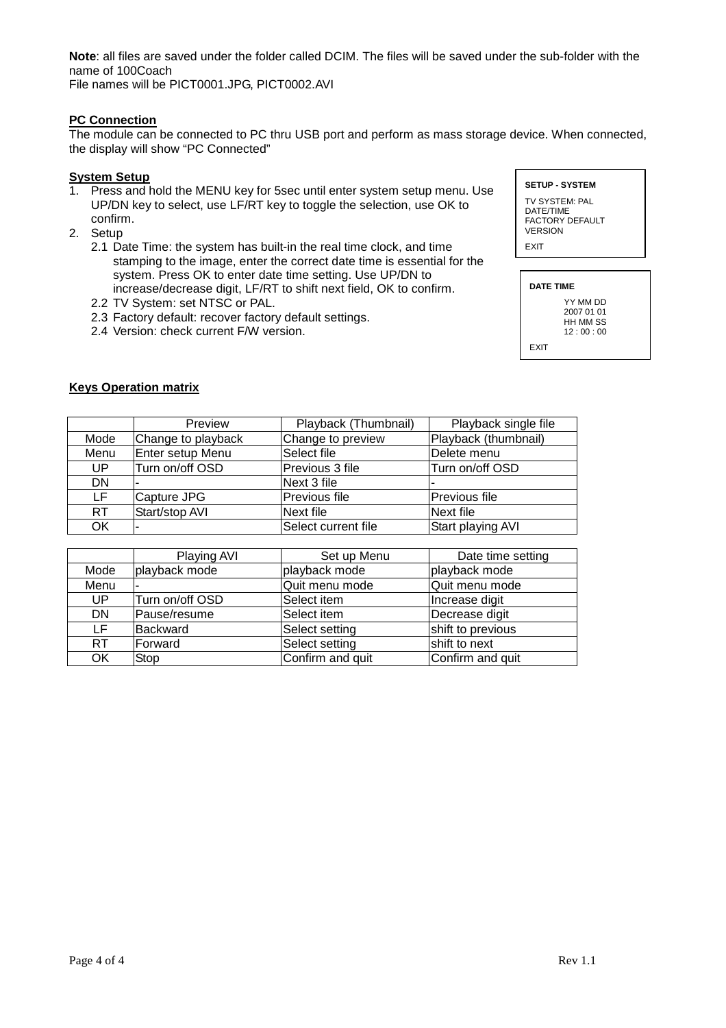**Note**: all files are saved under the folder called DCIM. The files will be saved under the sub-folder with the name of 100Coach
File names will be PICT0001.JPG, PICT0002.AVI

**PC Connection**

The module can be connected to PC thru USB port and perform as mass storage device. When connected, the display will show "PC Connected"

**System Setup**

1. Press and hold the MENU key for 5sec until enter system setup menu. Use UP/DN key to select, use LF/RT key to toggle the selection, use OK to confirm.
2. Setup
   2.1 Date Time: the system has built-in the real time clock, and time stamping to the image, enter the correct date time is essential for the system. Press OK to enter date time setting. Use UP/DN to increase/decrease digit, LF/RT to shift next field, OK to confirm.
   2.2 TV System: set NTSC or PAL.
   2.3 Factory default: recover factory default settings.
   2.4 Version: check current F/W version.

SETUP - SYSTEM
TV SYSTEM: PAL
DATE/TIME
FACTORY DEFAULT
VERSION
EXIT

DATE TIME
YY MM DD
2007 01 01
HH MM SS
12 : 00 : 00
EXIT

**Keys Operation matrix**

| | Preview | Playback (Thumbnail) | Playback single file |
|---|---|---|---|
| Mode | Change to playback | Change to preview | Playback (thumbnail) |
| Menu | Enter setup Menu | Select file | Delete menu |
| UP | Turn on/off OSD | Previous 3 file | Turn on/off OSD |
| DN | - | Next 3 file | - |
| LF | Capture JPG | Previous file | Previous file |
| RT | Start/stop AVI | Next file | Next file |
| OK | - | Select current file | Start playing AVI |

| | Playing AVI | Set up Menu | Date time setting |
|---|---|---|---|
| Mode | playback mode | playback mode | playback mode |
| Menu | - | Quit menu mode | Quit menu mode |
| UP | Turn on/off OSD | Select item | Increase digit |
| DN | Pause/resume | Select item | Decrease digit |
| LF | Backward | Select setting | shift to previous |
| RT | Forward | Select setting | shift to next |
| OK | Stop | Confirm and quit | Confirm and quit |

Rev 1.1